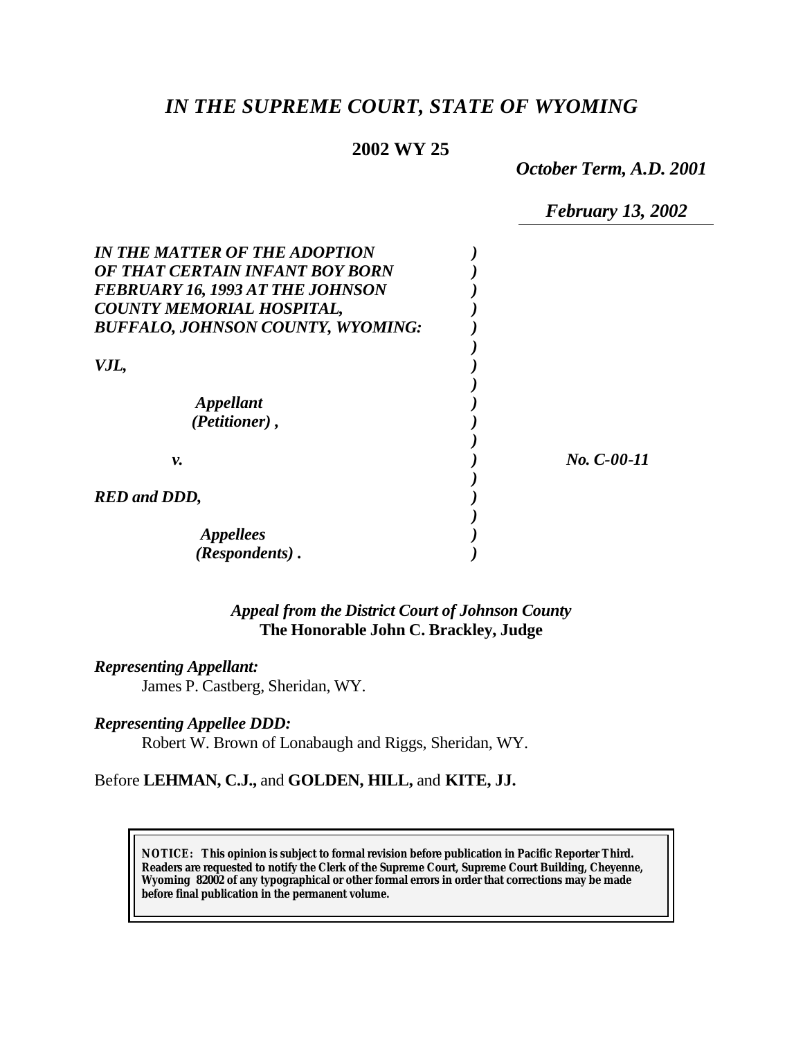# *IN THE SUPREME COURT, STATE OF WYOMING*

**2002 WY 25**

*October Term, A.D. 2001*

*February 13, 2002*

| | | |
|---|---|---|
| *IN THE MATTER OF THE ADOPTION OF THAT CERTAIN INFANT BOY BORN FEBRUARY 16, 1993 AT THE JOHNSON COUNTY MEMORIAL HOSPITAL, BUFFALO, JOHNSON COUNTY, WYOMING:* | ) | |
| *VJL,* | ) | |
| *Appellant (Petitioner),* | ) | |
| *v.* | ) | *No. C-00-11* |
| *RED and DDD,* | ) | |
| *Appellees (Respondents).* | ) | |

*Appeal from the District Court of Johnson County*
**The Honorable John C. Brackley, Judge**

***Representing Appellant:***
James P. Castberg, Sheridan, WY.

***Representing Appellee DDD:***
Robert W. Brown of Lonabaugh and Riggs, Sheridan, WY.

Before **LEHMAN, C.J.,** and **GOLDEN, HILL,** and **KITE, JJ.**

**NOTICE: This opinion is subject to formal revision before publication in Pacific Reporter Third. Readers are requested to notify the Clerk of the Supreme Court, Supreme Court Building, Cheyenne, Wyoming 82002 of any typographical or other formal errors in order that corrections may be made before final publication in the permanent volume.**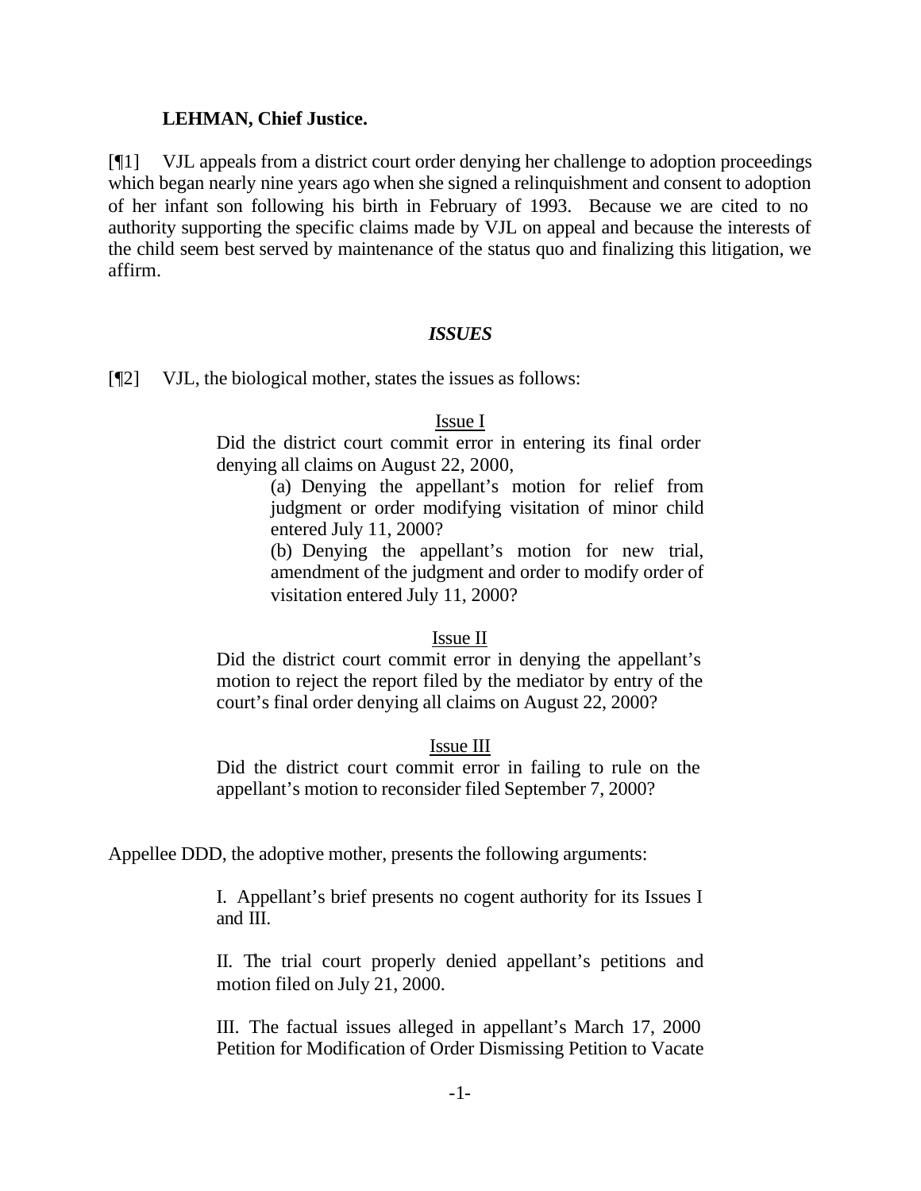**LEHMAN, Chief Justice.**

[¶1] VJL appeals from a district court order denying her challenge to adoption proceedings which began nearly nine years ago when she signed a relinquishment and consent to adoption of her infant son following his birth in February of 1993. Because we are cited to no authority supporting the specific claims made by VJL on appeal and because the interests of the child seem best served by maintenance of the status quo and finalizing this litigation, we affirm.

### *ISSUES*

[¶2] VJL, the biological mother, states the issues as follows:

> Issue I
>
> Did the district court commit error in entering its final order denying all claims on August 22, 2000,
>
> > (a) Denying the appellant's motion for relief from judgment or order modifying visitation of minor child entered July 11, 2000?
> >
> > (b) Denying the appellant's motion for new trial, amendment of the judgment and order to modify order of visitation entered July 11, 2000?
>
> Issue II
>
> Did the district court commit error in denying the appellant's motion to reject the report filed by the mediator by entry of the court's final order denying all claims on August 22, 2000?
>
> Issue III
>
> Did the district court commit error in failing to rule on the appellant's motion to reconsider filed September 7, 2000?

Appellee DDD, the adoptive mother, presents the following arguments:

> I. Appellant's brief presents no cogent authority for its Issues I and III.
>
> II. The trial court properly denied appellant's petitions and motion filed on July 21, 2000.
>
> III. The factual issues alleged in appellant's March 17, 2000 Petition for Modification of Order Dismissing Petition to Vacate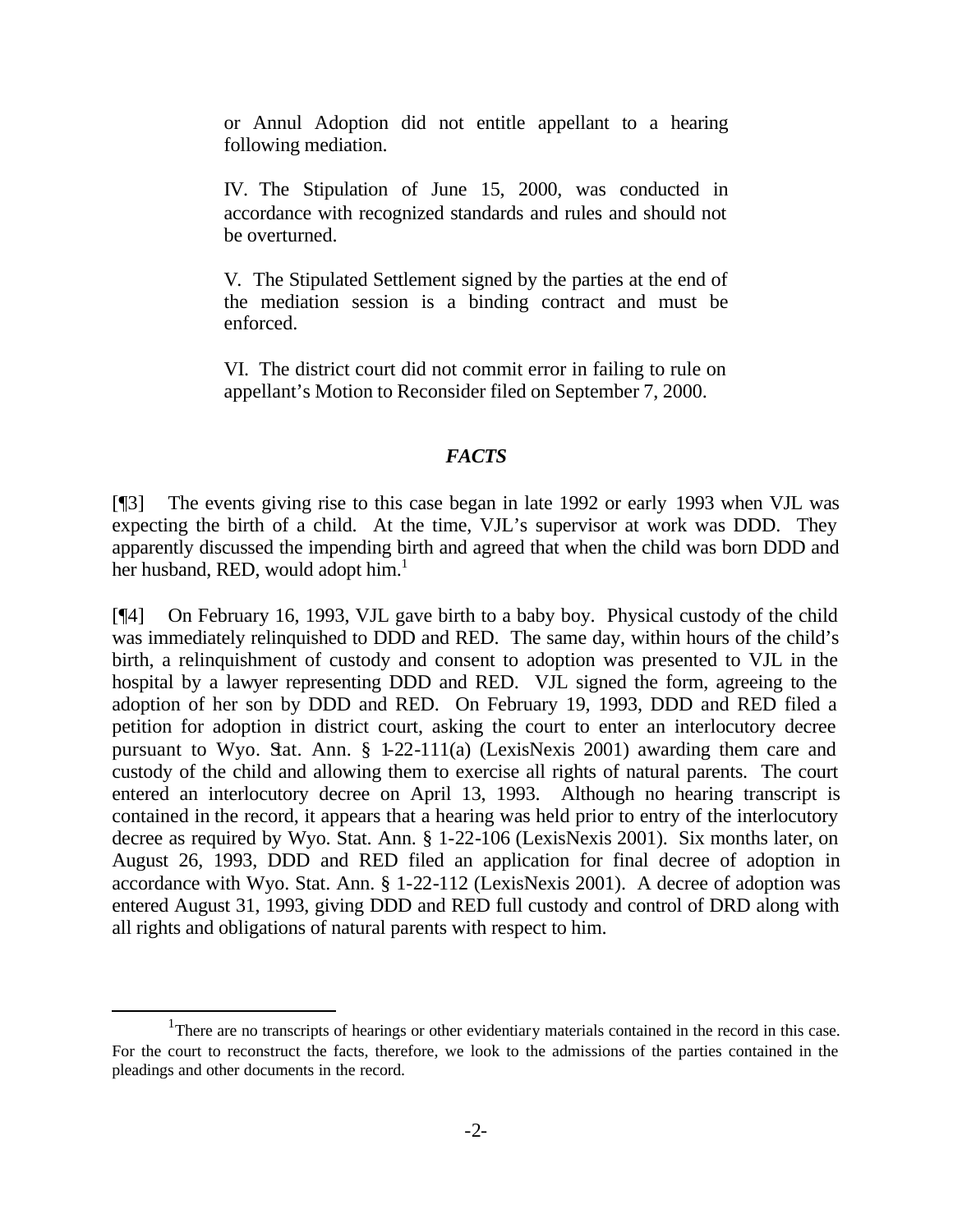or Annul Adoption did not entitle appellant to a hearing following mediation.

IV. The Stipulation of June 15, 2000, was conducted in accordance with recognized standards and rules and should not be overturned.

V. The Stipulated Settlement signed by the parties at the end of the mediation session is a binding contract and must be enforced.

VI. The district court did not commit error in failing to rule on appellant's Motion to Reconsider filed on September 7, 2000.

## *FACTS*

[¶3] The events giving rise to this case began in late 1992 or early 1993 when VJL was expecting the birth of a child. At the time, VJL's supervisor at work was DDD. They apparently discussed the impending birth and agreed that when the child was born DDD and her husband, RED, would adopt him.[1]

[¶4] On February 16, 1993, VJL gave birth to a baby boy. Physical custody of the child was immediately relinquished to DDD and RED. The same day, within hours of the child's birth, a relinquishment of custody and consent to adoption was presented to VJL in the hospital by a lawyer representing DDD and RED. VJL signed the form, agreeing to the adoption of her son by DDD and RED. On February 19, 1993, DDD and RED filed a petition for adoption in district court, asking the court to enter an interlocutory decree pursuant to Wyo. Stat. Ann. § 1-22-111(a) (LexisNexis 2001) awarding them care and custody of the child and allowing them to exercise all rights of natural parents. The court entered an interlocutory decree on April 13, 1993. Although no hearing transcript is contained in the record, it appears that a hearing was held prior to entry of the interlocutory decree as required by Wyo. Stat. Ann. § 1-22-106 (LexisNexis 2001). Six months later, on August 26, 1993, DDD and RED filed an application for final decree of adoption in accordance with Wyo. Stat. Ann. § 1-22-112 (LexisNexis 2001). A decree of adoption was entered August 31, 1993, giving DDD and RED full custody and control of DRD along with all rights and obligations of natural parents with respect to him.

---

[1] There are no transcripts of hearings or other evidentiary materials contained in the record in this case. For the court to reconstruct the facts, therefore, we look to the admissions of the parties contained in the pleadings and other documents in the record.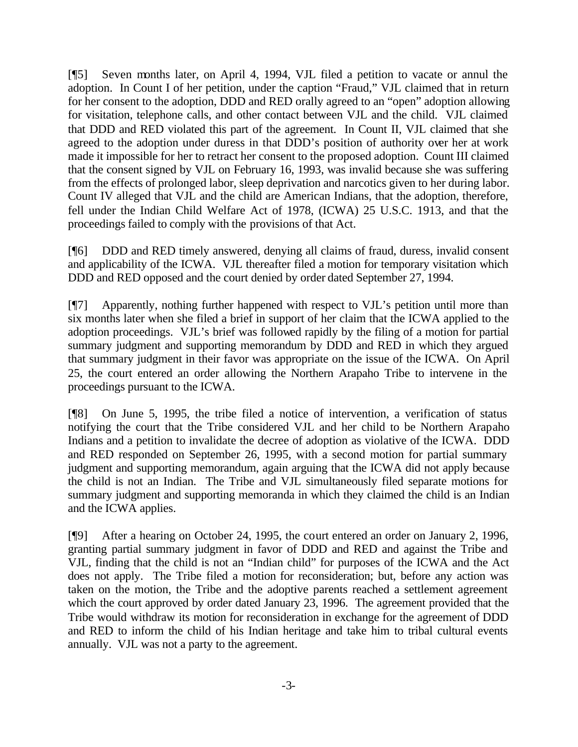[¶5] Seven months later, on April 4, 1994, VJL filed a petition to vacate or annul the adoption. In Count I of her petition, under the caption "Fraud," VJL claimed that in return for her consent to the adoption, DDD and RED orally agreed to an "open" adoption allowing for visitation, telephone calls, and other contact between VJL and the child. VJL claimed that DDD and RED violated this part of the agreement. In Count II, VJL claimed that she agreed to the adoption under duress in that DDD's position of authority over her at work made it impossible for her to retract her consent to the proposed adoption. Count III claimed that the consent signed by VJL on February 16, 1993, was invalid because she was suffering from the effects of prolonged labor, sleep deprivation and narcotics given to her during labor. Count IV alleged that VJL and the child are American Indians, that the adoption, therefore, fell under the Indian Child Welfare Act of 1978, (ICWA) 25 U.S.C. 1913, and that the proceedings failed to comply with the provisions of that Act.

[¶6] DDD and RED timely answered, denying all claims of fraud, duress, invalid consent and applicability of the ICWA. VJL thereafter filed a motion for temporary visitation which DDD and RED opposed and the court denied by order dated September 27, 1994.

[¶7] Apparently, nothing further happened with respect to VJL's petition until more than six months later when she filed a brief in support of her claim that the ICWA applied to the adoption proceedings. VJL's brief was followed rapidly by the filing of a motion for partial summary judgment and supporting memorandum by DDD and RED in which they argued that summary judgment in their favor was appropriate on the issue of the ICWA. On April 25, the court entered an order allowing the Northern Arapaho Tribe to intervene in the proceedings pursuant to the ICWA.

[¶8] On June 5, 1995, the tribe filed a notice of intervention, a verification of status notifying the court that the Tribe considered VJL and her child to be Northern Arapaho Indians and a petition to invalidate the decree of adoption as violative of the ICWA. DDD and RED responded on September 26, 1995, with a second motion for partial summary judgment and supporting memorandum, again arguing that the ICWA did not apply because the child is not an Indian. The Tribe and VJL simultaneously filed separate motions for summary judgment and supporting memoranda in which they claimed the child is an Indian and the ICWA applies.

[¶9] After a hearing on October 24, 1995, the court entered an order on January 2, 1996, granting partial summary judgment in favor of DDD and RED and against the Tribe and VJL, finding that the child is not an "Indian child" for purposes of the ICWA and the Act does not apply. The Tribe filed a motion for reconsideration; but, before any action was taken on the motion, the Tribe and the adoptive parents reached a settlement agreement which the court approved by order dated January 23, 1996. The agreement provided that the Tribe would withdraw its motion for reconsideration in exchange for the agreement of DDD and RED to inform the child of his Indian heritage and take him to tribal cultural events annually. VJL was not a party to the agreement.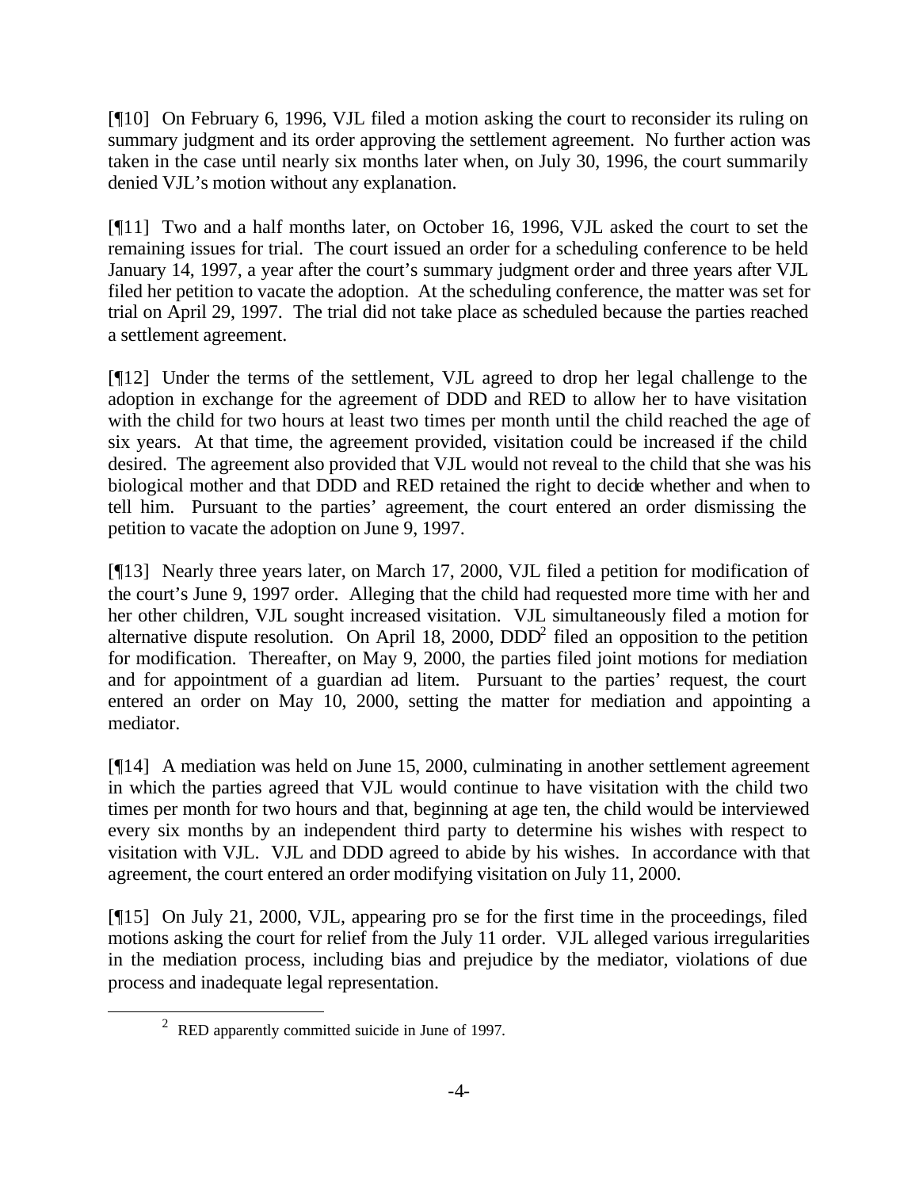[¶10] On February 6, 1996, VJL filed a motion asking the court to reconsider its ruling on summary judgment and its order approving the settlement agreement. No further action was taken in the case until nearly six months later when, on July 30, 1996, the court summarily denied VJL's motion without any explanation.

[¶11] Two and a half months later, on October 16, 1996, VJL asked the court to set the remaining issues for trial. The court issued an order for a scheduling conference to be held January 14, 1997, a year after the court's summary judgment order and three years after VJL filed her petition to vacate the adoption. At the scheduling conference, the matter was set for trial on April 29, 1997. The trial did not take place as scheduled because the parties reached a settlement agreement.

[¶12] Under the terms of the settlement, VJL agreed to drop her legal challenge to the adoption in exchange for the agreement of DDD and RED to allow her to have visitation with the child for two hours at least two times per month until the child reached the age of six years. At that time, the agreement provided, visitation could be increased if the child desired. The agreement also provided that VJL would not reveal to the child that she was his biological mother and that DDD and RED retained the right to decide whether and when to tell him. Pursuant to the parties' agreement, the court entered an order dismissing the petition to vacate the adoption on June 9, 1997.

[¶13] Nearly three years later, on March 17, 2000, VJL filed a petition for modification of the court's June 9, 1997 order. Alleging that the child had requested more time with her and her other children, VJL sought increased visitation. VJL simultaneously filed a motion for alternative dispute resolution. On April 18, 2000, DDD[2] filed an opposition to the petition for modification. Thereafter, on May 9, 2000, the parties filed joint motions for mediation and for appointment of a guardian ad litem. Pursuant to the parties' request, the court entered an order on May 10, 2000, setting the matter for mediation and appointing a mediator.

[¶14] A mediation was held on June 15, 2000, culminating in another settlement agreement in which the parties agreed that VJL would continue to have visitation with the child two times per month for two hours and that, beginning at age ten, the child would be interviewed every six months by an independent third party to determine his wishes with respect to visitation with VJL. VJL and DDD agreed to abide by his wishes. In accordance with that agreement, the court entered an order modifying visitation on July 11, 2000.

[¶15] On July 21, 2000, VJL, appearing pro se for the first time in the proceedings, filed motions asking the court for relief from the July 11 order. VJL alleged various irregularities in the mediation process, including bias and prejudice by the mediator, violations of due process and inadequate legal representation.

[2] RED apparently committed suicide in June of 1997.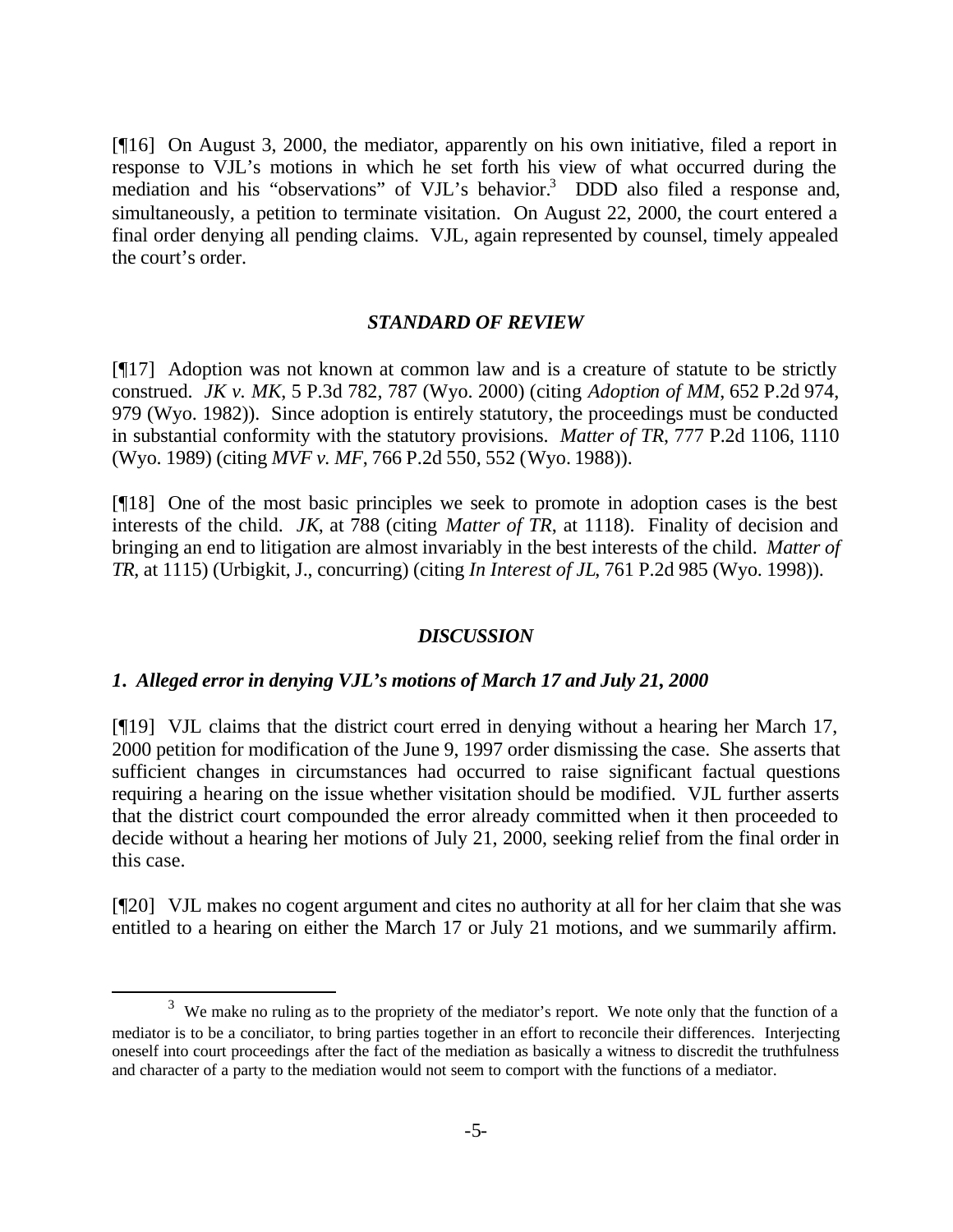[¶16] On August 3, 2000, the mediator, apparently on his own initiative, filed a report in response to VJL's motions in which he set forth his view of what occurred during the mediation and his "observations" of VJL's behavior.[3] DDD also filed a response and, simultaneously, a petition to terminate visitation. On August 22, 2000, the court entered a final order denying all pending claims. VJL, again represented by counsel, timely appealed the court's order.

### *STANDARD OF REVIEW*

[¶17] Adoption was not known at common law and is a creature of statute to be strictly construed. *JK v. MK*, 5 P.3d 782, 787 (Wyo. 2000) (citing *Adoption of MM*, 652 P.2d 974, 979 (Wyo. 1982)). Since adoption is entirely statutory, the proceedings must be conducted in substantial conformity with the statutory provisions. *Matter of TR*, 777 P.2d 1106, 1110 (Wyo. 1989) (citing *MVF v. MF*, 766 P.2d 550, 552 (Wyo. 1988)).

[¶18] One of the most basic principles we seek to promote in adoption cases is the best interests of the child. *JK*, at 788 (citing *Matter of TR*, at 1118). Finality of decision and bringing an end to litigation are almost invariably in the best interests of the child. *Matter of TR*, at 1115) (Urbigkit, J., concurring) (citing *In Interest of JL*, 761 P.2d 985 (Wyo. 1998)).

### *DISCUSSION*

#### *1. Alleged error in denying VJL's motions of March 17 and July 21, 2000*

[¶19] VJL claims that the district court erred in denying without a hearing her March 17, 2000 petition for modification of the June 9, 1997 order dismissing the case. She asserts that sufficient changes in circumstances had occurred to raise significant factual questions requiring a hearing on the issue whether visitation should be modified. VJL further asserts that the district court compounded the error already committed when it then proceeded to decide without a hearing her motions of July 21, 2000, seeking relief from the final order in this case.

[¶20] VJL makes no cogent argument and cites no authority at all for her claim that she was entitled to a hearing on either the March 17 or July 21 motions, and we summarily affirm.

---

[3] We make no ruling as to the propriety of the mediator's report. We note only that the function of a mediator is to be a conciliator, to bring parties together in an effort to reconcile their differences. Interjecting oneself into court proceedings after the fact of the mediation as basically a witness to discredit the truthfulness and character of a party to the mediation would not seem to comport with the functions of a mediator.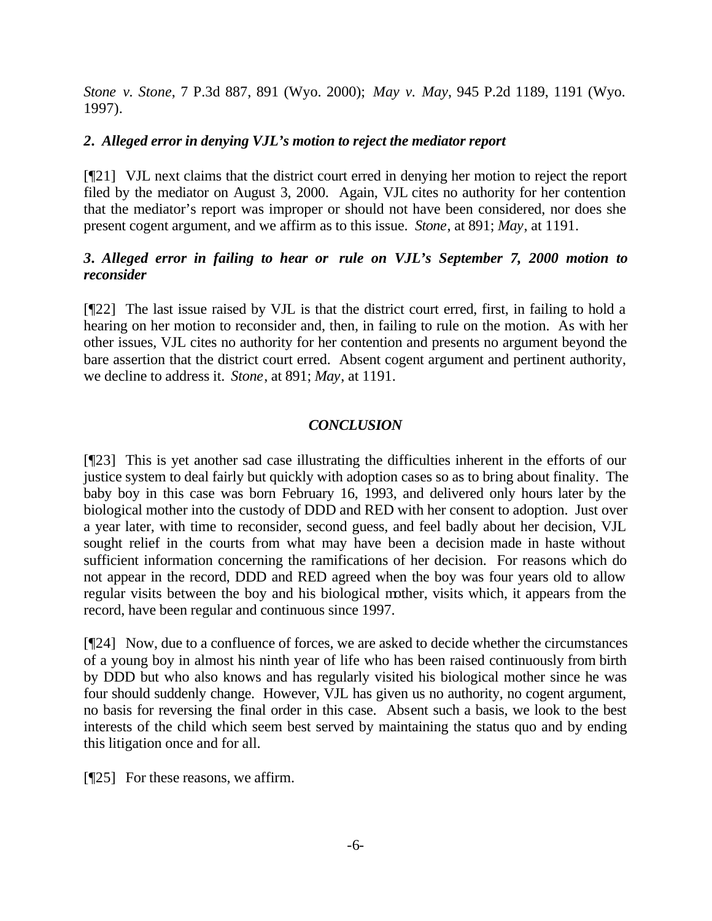*Stone v. Stone*, 7 P.3d 887, 891 (Wyo. 2000); *May v. May*, 945 P.2d 1189, 1191 (Wyo. 1997).

### *2. Alleged error in denying VJL's motion to reject the mediator report*

[¶21] VJL next claims that the district court erred in denying her motion to reject the report filed by the mediator on August 3, 2000. Again, VJL cites no authority for her contention that the mediator's report was improper or should not have been considered, nor does she present cogent argument, and we affirm as to this issue. *Stone*, at 891; *May*, at 1191.

### *3. Alleged error in failing to hear or rule on VJL's September 7, 2000 motion to reconsider*

[¶22] The last issue raised by VJL is that the district court erred, first, in failing to hold a hearing on her motion to reconsider and, then, in failing to rule on the motion. As with her other issues, VJL cites no authority for her contention and presents no argument beyond the bare assertion that the district court erred. Absent cogent argument and pertinent authority, we decline to address it. *Stone*, at 891; *May*, at 1191.

## *CONCLUSION*

[¶23] This is yet another sad case illustrating the difficulties inherent in the efforts of our justice system to deal fairly but quickly with adoption cases so as to bring about finality. The baby boy in this case was born February 16, 1993, and delivered only hours later by the biological mother into the custody of DDD and RED with her consent to adoption. Just over a year later, with time to reconsider, second guess, and feel badly about her decision, VJL sought relief in the courts from what may have been a decision made in haste without sufficient information concerning the ramifications of her decision. For reasons which do not appear in the record, DDD and RED agreed when the boy was four years old to allow regular visits between the boy and his biological mother, visits which, it appears from the record, have been regular and continuous since 1997.

[¶24] Now, due to a confluence of forces, we are asked to decide whether the circumstances of a young boy in almost his ninth year of life who has been raised continuously from birth by DDD but who also knows and has regularly visited his biological mother since he was four should suddenly change. However, VJL has given us no authority, no cogent argument, no basis for reversing the final order in this case. Absent such a basis, we look to the best interests of the child which seem best served by maintaining the status quo and by ending this litigation once and for all.

[¶25] For these reasons, we affirm.